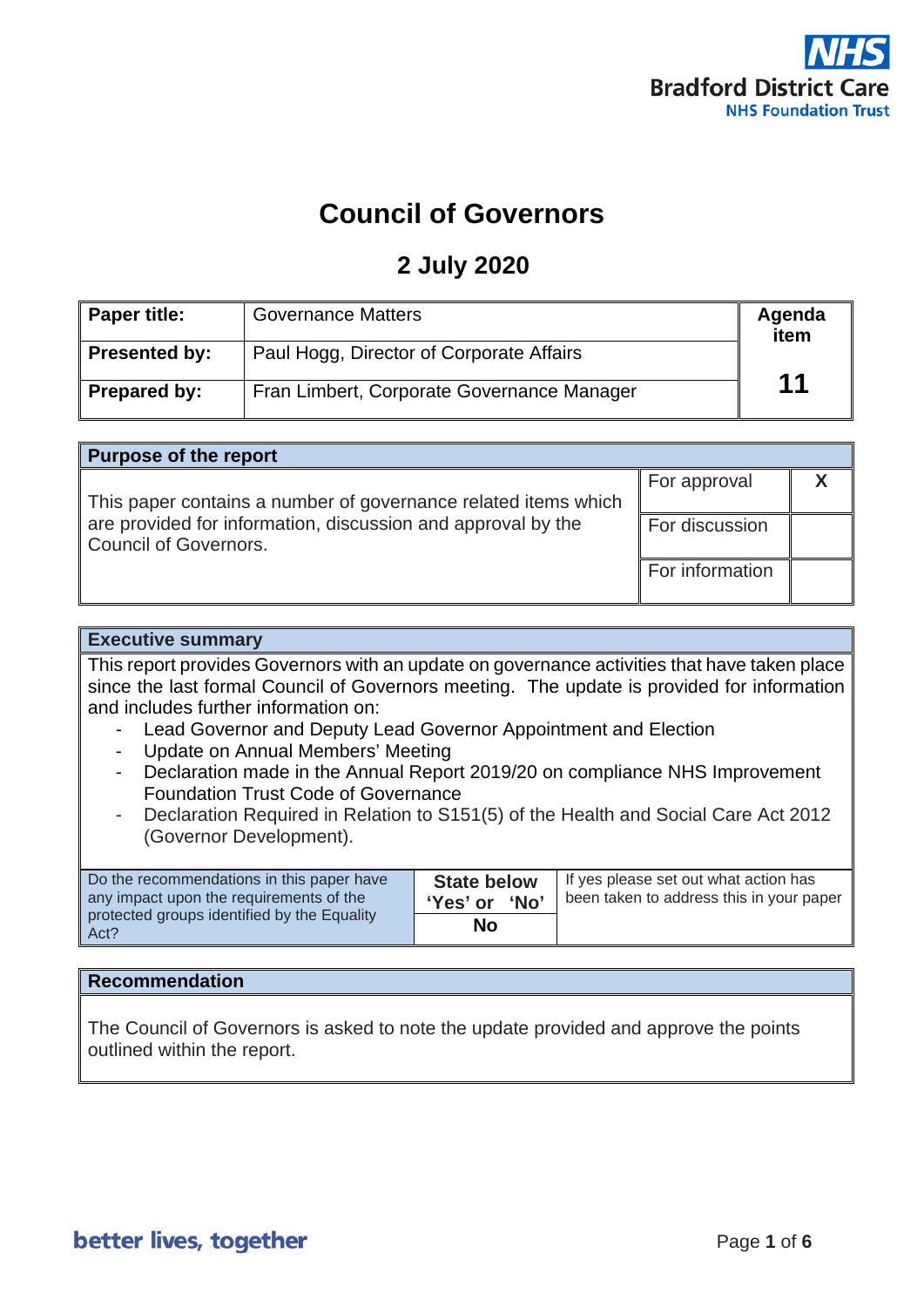# Council of Governors

## 2 July 2020

| Paper title: | Governance Matters | Agenda item |
|---|---|---|
| Presented by: | Paul Hogg, Director of Corporate Affairs | 11 |
| Prepared by: | Fran Limbert, Corporate Governance Manager | |

| Purpose of the report | | |
|---|---|---|
| This paper contains a number of governance related items which are provided for information, discussion and approval by the Council of Governors. | For approval | X |
| | For discussion | |
| | For information | |

**Executive summary**

This report provides Governors with an update on governance activities that have taken place since the last formal Council of Governors meeting. The update is provided for information and includes further information on:

- Lead Governor and Deputy Lead Governor Appointment and Election
- Update on Annual Members' Meeting
- Declaration made in the Annual Report 2019/20 on compliance NHS Improvement Foundation Trust Code of Governance
- Declaration Required in Relation to S151(5) of the Health and Social Care Act 2012 (Governor Development).

| Do the recommendations in this paper have any impact upon the requirements of the protected groups identified by the Equality Act? | State below 'Yes' or 'No' | If yes please set out what action has been taken to address this in your paper |
|---|---|---|
| | No | |

**Recommendation**

The Council of Governors is asked to note the update provided and approve the points outlined within the report.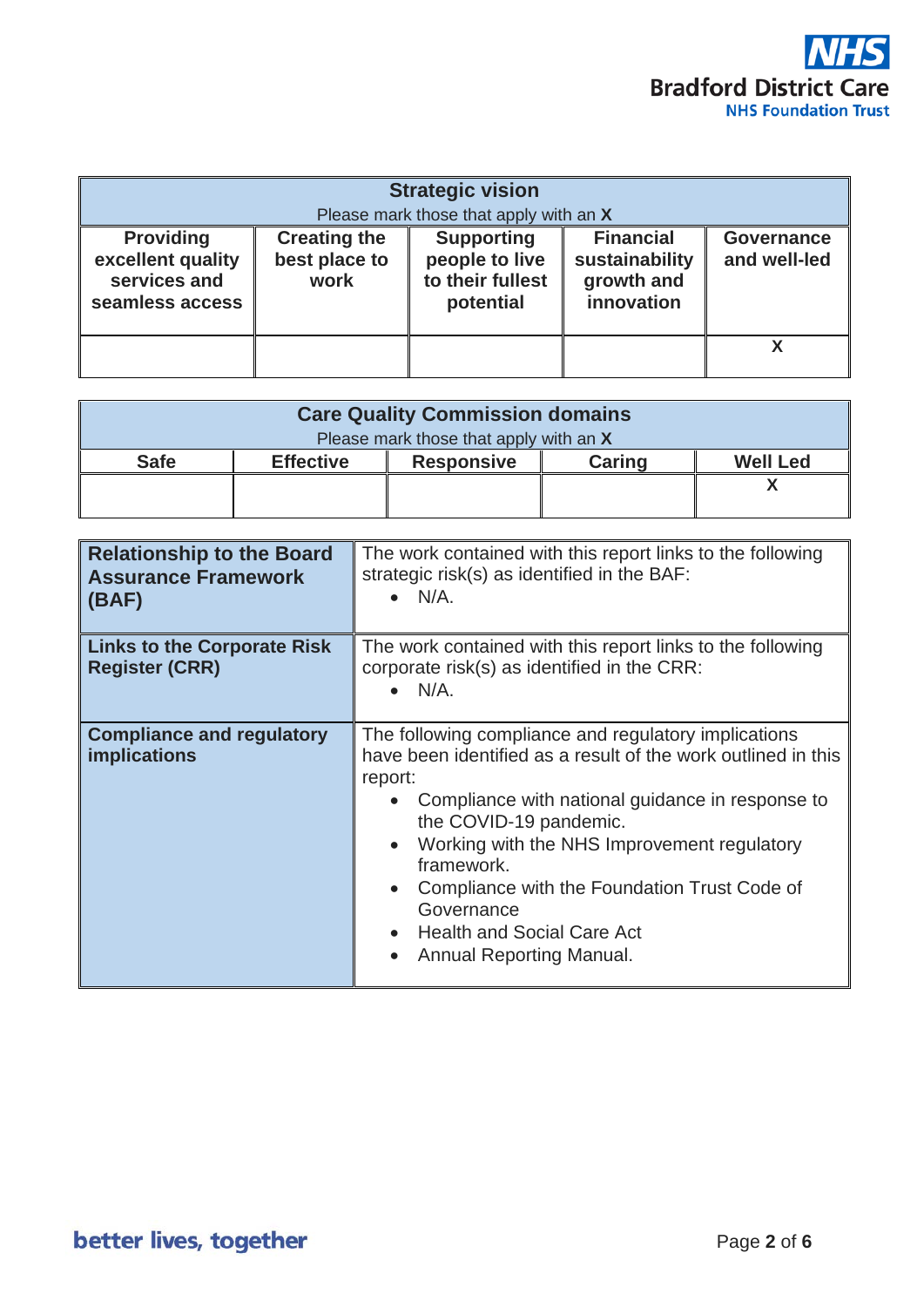| Strategic vision<br>Please mark those that apply with an **X** | | | | |
|---|---|---|---|---|
| **Providing excellent quality services and seamless access** | **Creating the best place to work** | **Supporting people to live to their fullest potential** | **Financial sustainability growth and innovation** | **Governance and well-led** |
| | | | | **X** |

| Care Quality Commission domains<br>Please mark those that apply with an **X** | | | | |
|---|---|---|---|---|
| **Safe** | **Effective** | **Responsive** | **Caring** | **Well Led** |
| | | | | **X** |

| | |
|---|---|
| **Relationship to the Board Assurance Framework (BAF)** | The work contained with this report links to the following strategic risk(s) as identified in the BAF:<br>• N/A. |
| **Links to the Corporate Risk Register (CRR)** | The work contained with this report links to the following corporate risk(s) as identified in the CRR:<br>• N/A. |
| **Compliance and regulatory implications** | The following compliance and regulatory implications have been identified as a result of the work outlined in this report:<br>• Compliance with national guidance in response to the COVID-19 pandemic.<br>• Working with the NHS Improvement regulatory framework.<br>• Compliance with the Foundation Trust Code of Governance<br>• Health and Social Care Act<br>• Annual Reporting Manual. |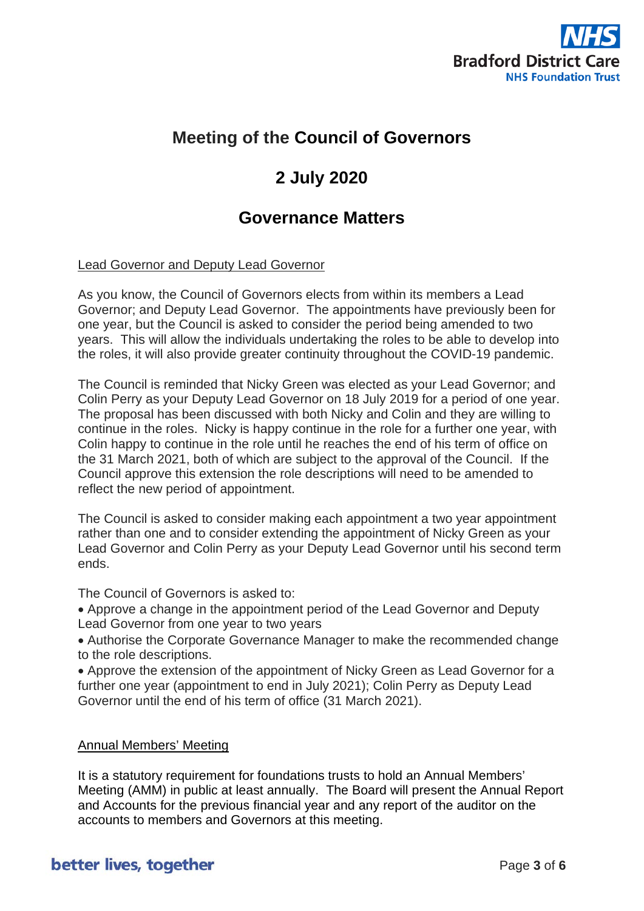# Meeting of the Council of Governors

## 2 July 2020

## Governance Matters

Lead Governor and Deputy Lead Governor

As you know, the Council of Governors elects from within its members a Lead Governor; and Deputy Lead Governor. The appointments have previously been for one year, but the Council is asked to consider the period being amended to two years. This will allow the individuals undertaking the roles to be able to develop into the roles, it will also provide greater continuity throughout the COVID-19 pandemic.

The Council is reminded that Nicky Green was elected as your Lead Governor; and Colin Perry as your Deputy Lead Governor on 18 July 2019 for a period of one year. The proposal has been discussed with both Nicky and Colin and they are willing to continue in the roles. Nicky is happy continue in the role for a further one year, with Colin happy to continue in the role until he reaches the end of his term of office on the 31 March 2021, both of which are subject to the approval of the Council. If the Council approve this extension the role descriptions will need to be amended to reflect the new period of appointment.

The Council is asked to consider making each appointment a two year appointment rather than one and to consider extending the appointment of Nicky Green as your Lead Governor and Colin Perry as your Deputy Lead Governor until his second term ends.

The Council of Governors is asked to:

- Approve a change in the appointment period of the Lead Governor and Deputy Lead Governor from one year to two years
- Authorise the Corporate Governance Manager to make the recommended change to the role descriptions.
- Approve the extension of the appointment of Nicky Green as Lead Governor for a further one year (appointment to end in July 2021); Colin Perry as Deputy Lead Governor until the end of his term of office (31 March 2021).

Annual Members' Meeting

It is a statutory requirement for foundations trusts to hold an Annual Members' Meeting (AMM) in public at least annually. The Board will present the Annual Report and Accounts for the previous financial year and any report of the auditor on the accounts to members and Governors at this meeting.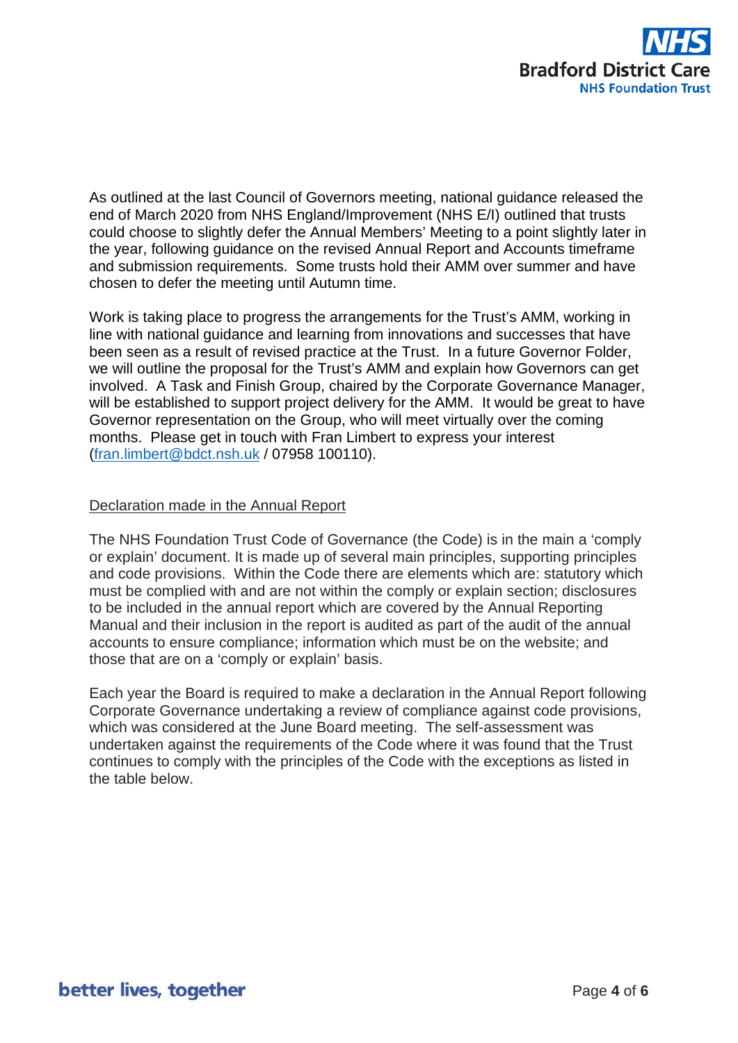As outlined at the last Council of Governors meeting, national guidance released the end of March 2020 from NHS England/Improvement (NHS E/I) outlined that trusts could choose to slightly defer the Annual Members' Meeting to a point slightly later in the year, following guidance on the revised Annual Report and Accounts timeframe and submission requirements. Some trusts hold their AMM over summer and have chosen to defer the meeting until Autumn time.

Work is taking place to progress the arrangements for the Trust's AMM, working in line with national guidance and learning from innovations and successes that have been seen as a result of revised practice at the Trust. In a future Governor Folder, we will outline the proposal for the Trust's AMM and explain how Governors can get involved. A Task and Finish Group, chaired by the Corporate Governance Manager, will be established to support project delivery for the AMM. It would be great to have Governor representation on the Group, who will meet virtually over the coming months. Please get in touch with Fran Limbert to express your interest (fran.limbert@bdct.nsh.uk / 07958 100110).

<u>Declaration made in the Annual Report</u>

The NHS Foundation Trust Code of Governance (the Code) is in the main a 'comply or explain' document. It is made up of several main principles, supporting principles and code provisions. Within the Code there are elements which are: statutory which must be complied with and are not within the comply or explain section; disclosures to be included in the annual report which are covered by the Annual Reporting Manual and their inclusion in the report is audited as part of the audit of the annual accounts to ensure compliance; information which must be on the website; and those that are on a 'comply or explain' basis.

Each year the Board is required to make a declaration in the Annual Report following Corporate Governance undertaking a review of compliance against code provisions, which was considered at the June Board meeting. The self-assessment was undertaken against the requirements of the Code where it was found that the Trust continues to comply with the principles of the Code with the exceptions as listed in the table below.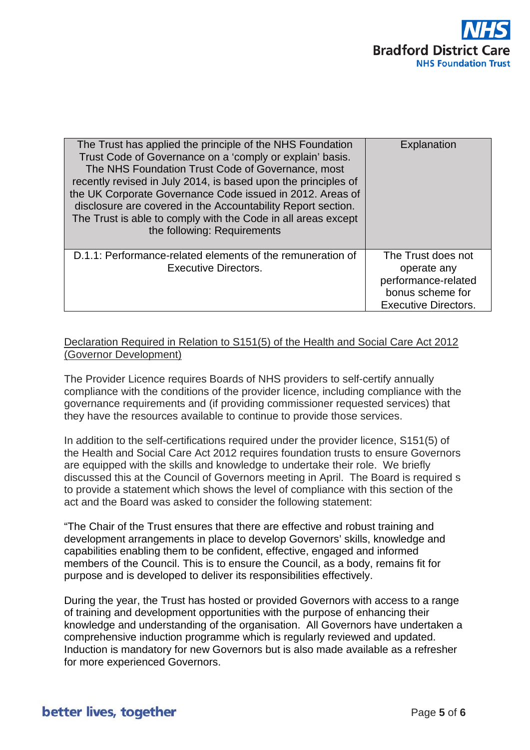| The Trust has applied the principle of the NHS Foundation Trust Code of Governance on a 'comply or explain' basis. The NHS Foundation Trust Code of Governance, most recently revised in July 2014, is based upon the principles of the UK Corporate Governance Code issued in 2012. Areas of disclosure are covered in the Accountability Report section. The Trust is able to comply with the Code in all areas except the following: Requirements | Explanation |
|---|---|
| D.1.1: Performance-related elements of the remuneration of Executive Directors. | The Trust does not operate any performance-related bonus scheme for Executive Directors. |

Declaration Required in Relation to S151(5) of the Health and Social Care Act 2012 (Governor Development)

The Provider Licence requires Boards of NHS providers to self-certify annually compliance with the conditions of the provider licence, including compliance with the governance requirements and (if providing commissioner requested services) that they have the resources available to continue to provide those services.

In addition to the self-certifications required under the provider licence, S151(5) of the Health and Social Care Act 2012 requires foundation trusts to ensure Governors are equipped with the skills and knowledge to undertake their role. We briefly discussed this at the Council of Governors meeting in April. The Board is required s to provide a statement which shows the level of compliance with this section of the act and the Board was asked to consider the following statement:

"The Chair of the Trust ensures that there are effective and robust training and development arrangements in place to develop Governors' skills, knowledge and capabilities enabling them to be confident, effective, engaged and informed members of the Council. This is to ensure the Council, as a body, remains fit for purpose and is developed to deliver its responsibilities effectively.

During the year, the Trust has hosted or provided Governors with access to a range of training and development opportunities with the purpose of enhancing their knowledge and understanding of the organisation. All Governors have undertaken a comprehensive induction programme which is regularly reviewed and updated. Induction is mandatory for new Governors but is also made available as a refresher for more experienced Governors.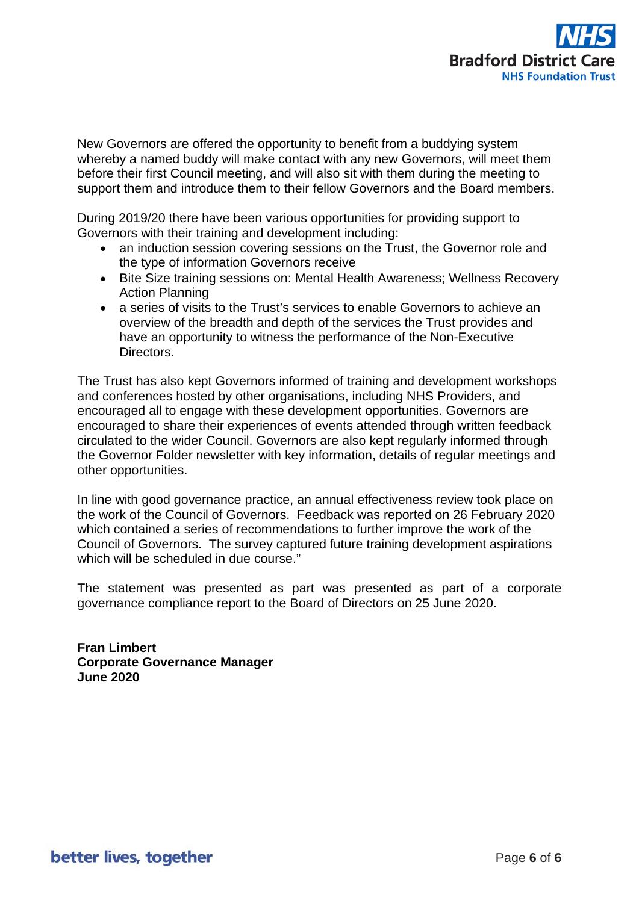New Governors are offered the opportunity to benefit from a buddying system whereby a named buddy will make contact with any new Governors, will meet them before their first Council meeting, and will also sit with them during the meeting to support them and introduce them to their fellow Governors and the Board members.

During 2019/20 there have been various opportunities for providing support to Governors with their training and development including:

- an induction session covering sessions on the Trust, the Governor role and the type of information Governors receive
- Bite Size training sessions on: Mental Health Awareness; Wellness Recovery Action Planning
- a series of visits to the Trust's services to enable Governors to achieve an overview of the breadth and depth of the services the Trust provides and have an opportunity to witness the performance of the Non-Executive Directors.

The Trust has also kept Governors informed of training and development workshops and conferences hosted by other organisations, including NHS Providers, and encouraged all to engage with these development opportunities. Governors are encouraged to share their experiences of events attended through written feedback circulated to the wider Council. Governors are also kept regularly informed through the Governor Folder newsletter with key information, details of regular meetings and other opportunities.

In line with good governance practice, an annual effectiveness review took place on the work of the Council of Governors. Feedback was reported on 26 February 2020 which contained a series of recommendations to further improve the work of the Council of Governors. The survey captured future training development aspirations which will be scheduled in due course."

The statement was presented as part was presented as part of a corporate governance compliance report to the Board of Directors on 25 June 2020.

**Fran Limbert**
**Corporate Governance Manager**
**June 2020**